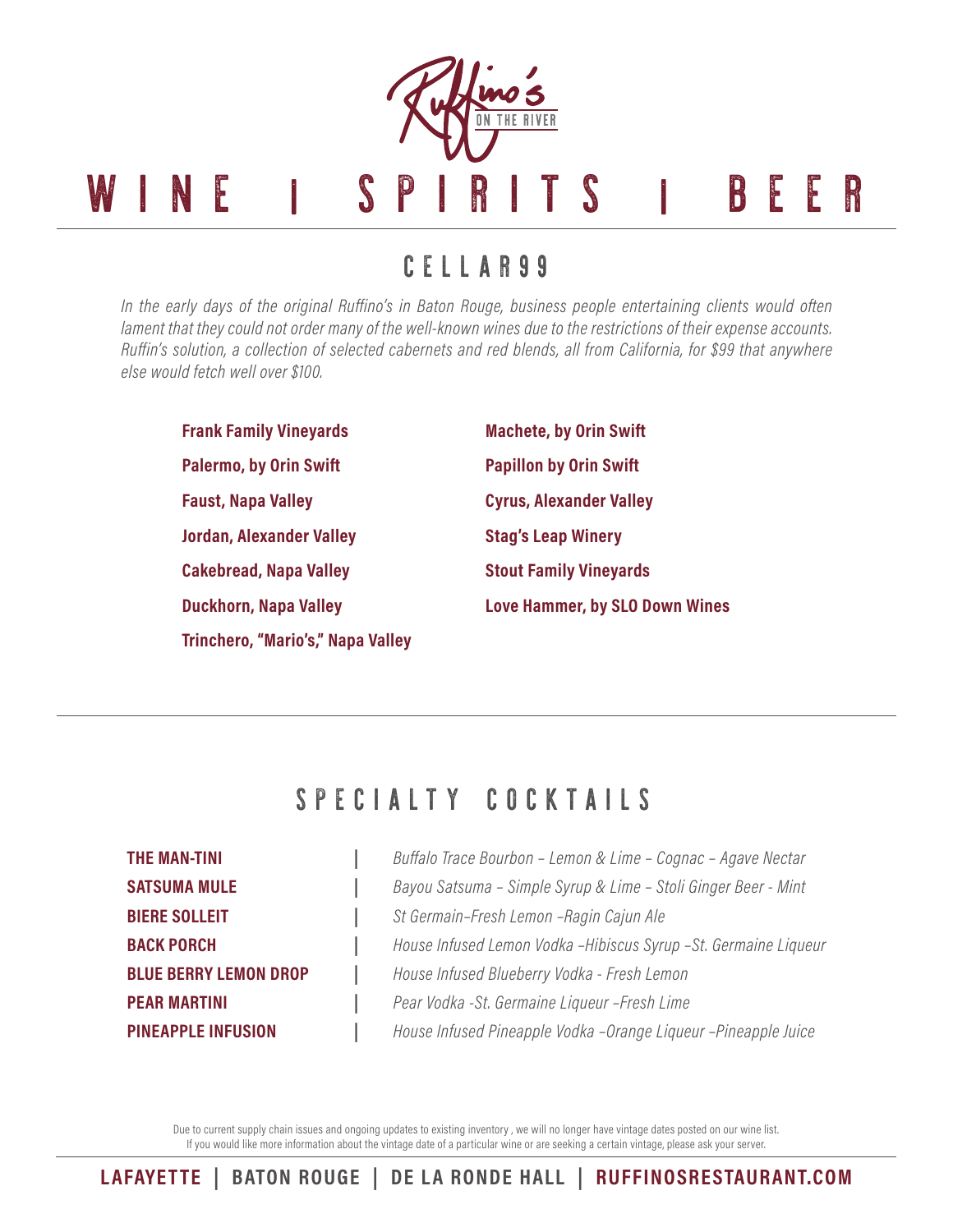# Ruffino's ON THE RIVER

# WINE | SPIRITS | BEER

## CELLAR99

*In the early days of the original Ruffino's in Baton Rouge, business people entertaining clients would often lament that they could not order many of the well-known wines due to the restrictions of their expense accounts. Ruffin's solution, a collection of selected cabernets and red blends, all from California, for $99 that anywhere else would fetch well over $100.*

**Frank Family Vineyards**

**Palermo, by Orin Swift**

**Faust, Napa Valley**

**Jordan, Alexander Valley**

**Cakebread, Napa Valley**

**Duckhorn, Napa Valley**

**Trinchero, "Mario's," Napa Valley**

**Machete, by Orin Swift**

**Papillon by Orin Swift**

**Cyrus, Alexander Valley**

**Stag's Leap Winery**

**Stout Family Vineyards**

**Love Hammer, by SLO Down Wines**

## SPECIALTY COCKTAILS

| Cocktail | Ingredients |
|---|---|
| **THE MAN-TINI** | *Buffalo Trace Bourbon – Lemon & Lime – Cognac – Agave Nectar* |
| **SATSUMA MULE** | *Bayou Satsuma – Simple Syrup & Lime – Stoli Ginger Beer - Mint* |
| **BIERE SOLLEIT** | *St Germain–Fresh Lemon –Ragin Cajun Ale* |
| **BACK PORCH** | *House Infused Lemon Vodka –Hibiscus Syrup –St. Germaine Liqueur* |
| **BLUE BERRY LEMON DROP** | *House Infused Blueberry Vodka - Fresh Lemon* |
| **PEAR MARTINI** | *Pear Vodka -St. Germaine Liqueur –Fresh Lime* |
| **PINEAPPLE INFUSION** | *House Infused Pineapple Vodka –Orange Liqueur –Pineapple Juice* |

Due to current supply chain issues and ongoing updates to existing inventory , we will no longer have vintage dates posted on our wine list. If you would like more information about the vintage date of a particular wine or are seeking a certain vintage, please ask your server.

**LAFAYETTE | BATON ROUGE | DE LA RONDE HALL | RUFFINOSRESTAURANT.COM**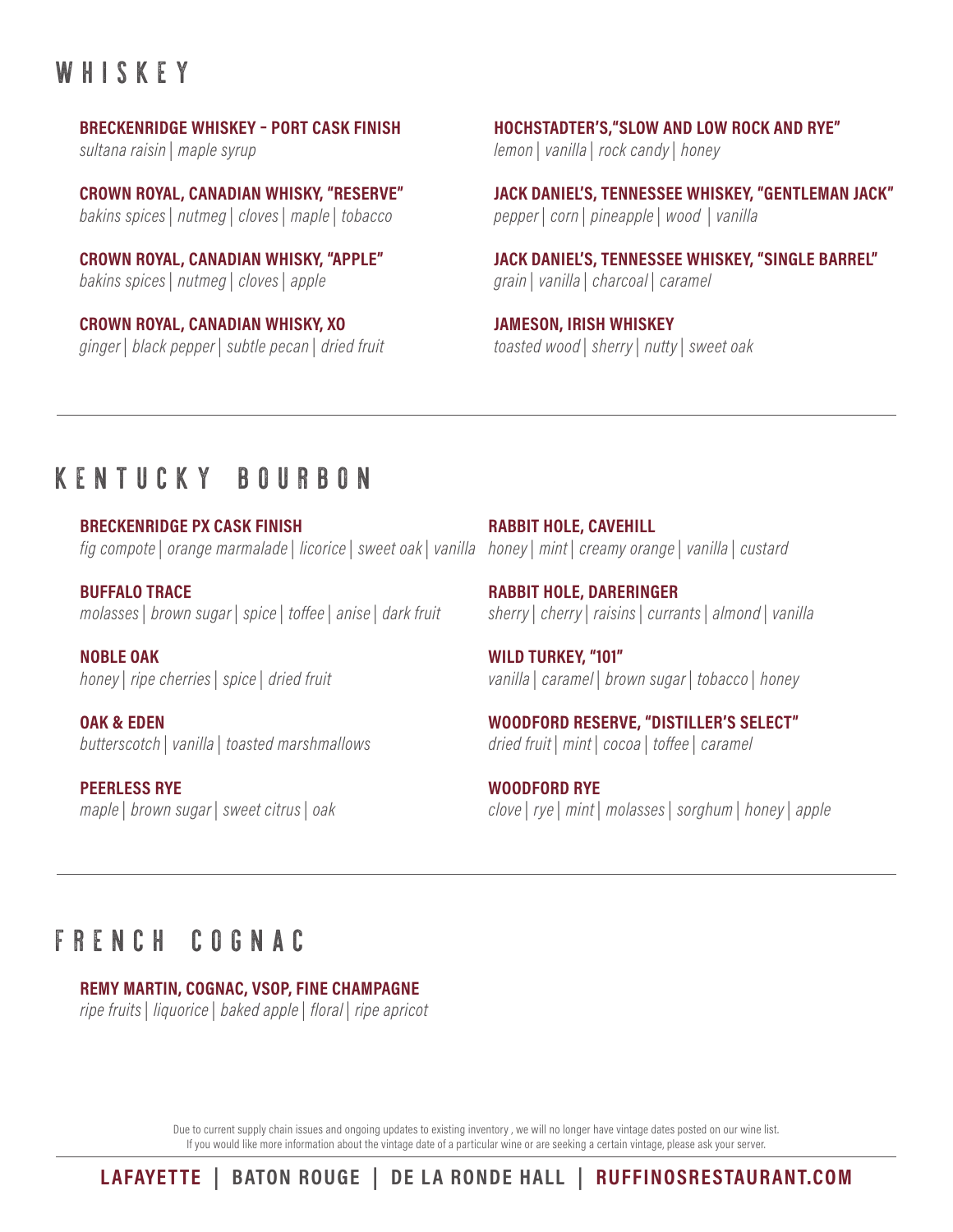# WHISKEY

**BRECKENRIDGE WHISKEY - PORT CASK FINISH**
*sultana raisin | maple syrup*

**CROWN ROYAL, CANADIAN WHISKY, "RESERVE"**
*bakins spices | nutmeg | cloves | maple | tobacco*

**CROWN ROYAL, CANADIAN WHISKY, "APPLE"**
*bakins spices | nutmeg | cloves | apple*

**CROWN ROYAL, CANADIAN WHISKY, XO**
*ginger | black pepper | subtle pecan | dried fruit*

**HOCHSTADTER'S,"SLOW AND LOW ROCK AND RYE"**
*lemon | vanilla | rock candy | honey*

**JACK DANIEL'S, TENNESSEE WHISKEY, "GENTLEMAN JACK"**
*pepper | corn | pineapple | wood | vanilla*

**JACK DANIEL'S, TENNESSEE WHISKEY, "SINGLE BARREL"**
*grain | vanilla | charcoal | caramel*

**JAMESON, IRISH WHISKEY**
*toasted wood | sherry | nutty | sweet oak*

---

# KENTUCKY BOURBON

**BRECKENRIDGE PX CASK FINISH**
*fig compote | orange marmalade | licorice | sweet oak | vanilla*

**BUFFALO TRACE**
*molasses | brown sugar | spice | toffee | anise | dark fruit*

**NOBLE OAK**
*honey | ripe cherries | spice | dried fruit*

**OAK & EDEN**
*butterscotch | vanilla | toasted marshmallows*

**PEERLESS RYE**
*maple | brown sugar | sweet citrus | oak*

**RABBIT HOLE, CAVEHILL**
*honey | mint | creamy orange | vanilla | custard*

**RABBIT HOLE, DARERINGER**
*sherry | cherry | raisins | currants | almond | vanilla*

**WILD TURKEY, "101"**
*vanilla | caramel | brown sugar | tobacco | honey*

**WOODFORD RESERVE, "DISTILLER'S SELECT"**
*dried fruit | mint | cocoa | toffee | caramel*

**WOODFORD RYE**
*clove | rye | mint | molasses | sorghum | honey | apple*

---

# FRENCH COGNAC

**REMY MARTIN, COGNAC, VSOP, FINE CHAMPAGNE**
*ripe fruits | liquorice | baked apple | floral | ripe apricot*

Due to current supply chain issues and ongoing updates to existing inventory , we will no longer have vintage dates posted on our wine list.
If you would like more information about the vintage date of a particular wine or are seeking a certain vintage, please ask your server.

**LAFAYETTE | BATON ROUGE | DE LA RONDE HALL | RUFFINOSRESTAURANT.COM**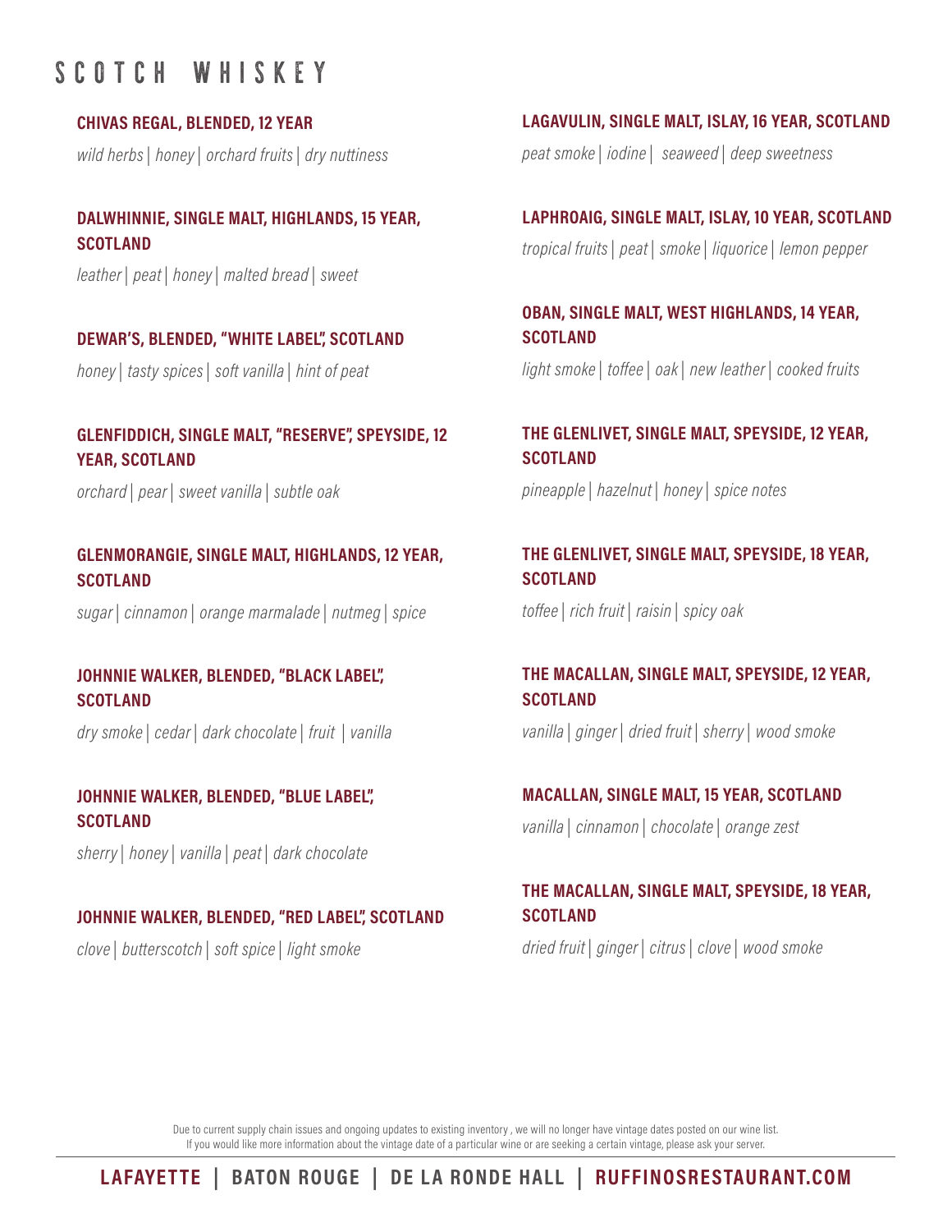# SCOTCH WHISKEY

**CHIVAS REGAL, BLENDED, 12 YEAR**

*wild herbs | honey | orchard fruits | dry nuttiness*

**DALWHINNIE, SINGLE MALT, HIGHLANDS, 15 YEAR, SCOTLAND**

*leather | peat | honey | malted bread | sweet*

**DEWAR'S, BLENDED, "WHITE LABEL", SCOTLAND**

*honey | tasty spices | soft vanilla | hint of peat*

**GLENFIDDICH, SINGLE MALT, "RESERVE", SPEYSIDE, 12 YEAR, SCOTLAND**

*orchard | pear | sweet vanilla | subtle oak*

**GLENMORANGIE, SINGLE MALT, HIGHLANDS, 12 YEAR, SCOTLAND**

*sugar | cinnamon | orange marmalade | nutmeg | spice*

**JOHNNIE WALKER, BLENDED, "BLACK LABEL", SCOTLAND**

*dry smoke | cedar | dark chocolate | fruit | vanilla*

**JOHNNIE WALKER, BLENDED, "BLUE LABEL", SCOTLAND**

*sherry | honey | vanilla | peat | dark chocolate*

**JOHNNIE WALKER, BLENDED, "RED LABEL", SCOTLAND**

*clove | butterscotch | soft spice | light smoke*

**LAGAVULIN, SINGLE MALT, ISLAY, 16 YEAR, SCOTLAND**

*peat smoke | iodine | seaweed | deep sweetness*

**LAPHROAIG, SINGLE MALT, ISLAY, 10 YEAR, SCOTLAND**

*tropical fruits | peat | smoke | liquorice | lemon pepper*

**OBAN, SINGLE MALT, WEST HIGHLANDS, 14 YEAR, SCOTLAND**

*light smoke | toffee | oak | new leather | cooked fruits*

**THE GLENLIVET, SINGLE MALT, SPEYSIDE, 12 YEAR, SCOTLAND**

*pineapple | hazelnut | honey | spice notes*

**THE GLENLIVET, SINGLE MALT, SPEYSIDE, 18 YEAR, SCOTLAND**

*toffee | rich fruit | raisin | spicy oak*

**THE MACALLAN, SINGLE MALT, SPEYSIDE, 12 YEAR, SCOTLAND**

*vanilla | ginger | dried fruit | sherry | wood smoke*

**MACALLAN, SINGLE MALT, 15 YEAR, SCOTLAND**

*vanilla | cinnamon | chocolate | orange zest*

**THE MACALLAN, SINGLE MALT, SPEYSIDE, 18 YEAR, SCOTLAND**

*dried fruit | ginger | citrus | clove | wood smoke*

Due to current supply chain issues and ongoing updates to existing inventory , we will no longer have vintage dates posted on our wine list.
If you would like more information about the vintage date of a particular wine or are seeking a certain vintage, please ask your server.

**LAFAYETTE | BATON ROUGE | DE LA RONDE HALL | RUFFINOSRESTAURANT.COM**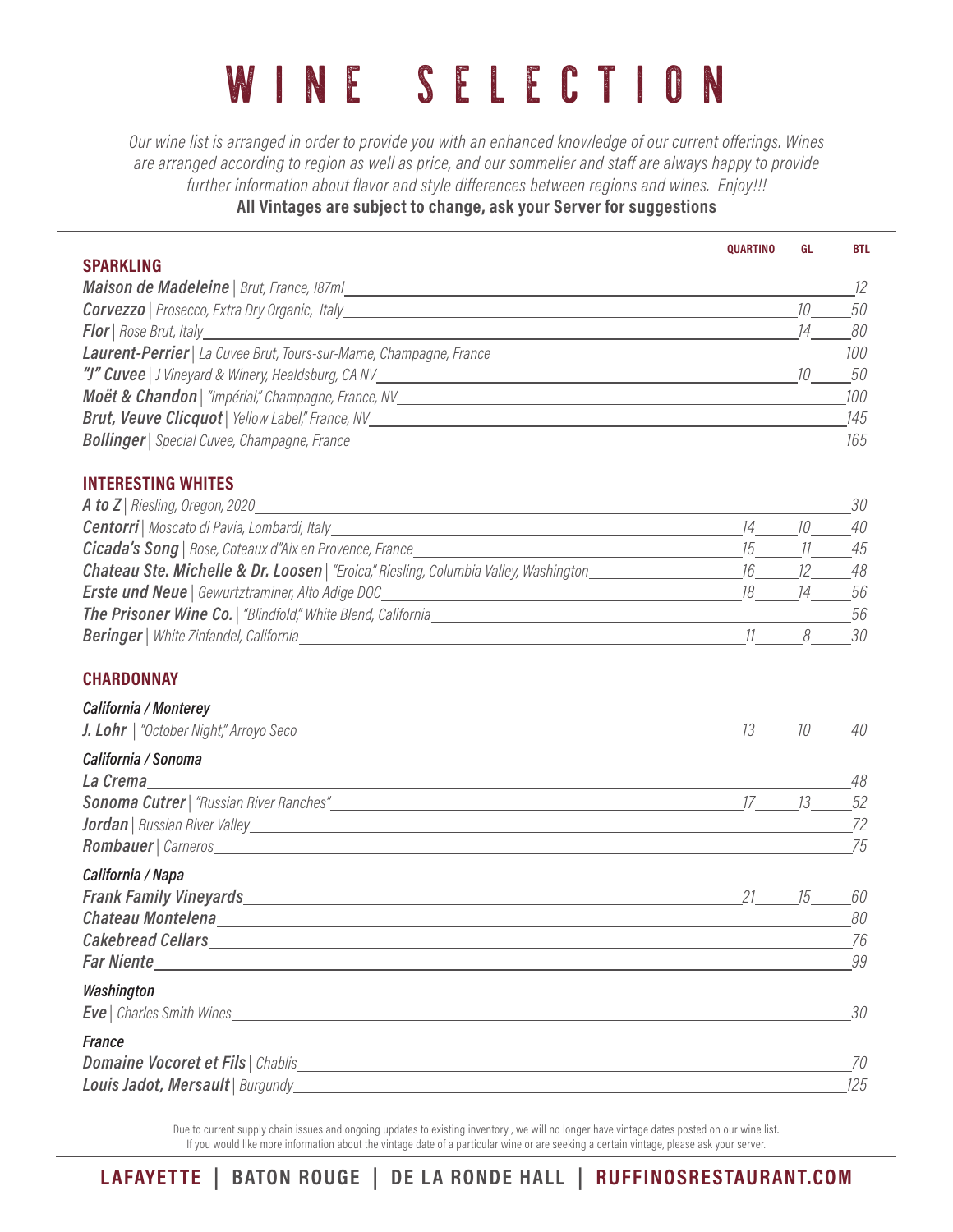# WINE SELECTION

*Our wine list is arranged in order to provide you with an enhanced knowledge of our current offerings. Wines are arranged according to region as well as price, and our sommelier and staff are always happy to provide further information about flavor and style differences between regions and wines. Enjoy!!!*

**All Vintages are subject to change, ask your Server for suggestions**

## SPARKLING

| Wine | QUARTINO | GL | BTL |
|---|---|---|---|
| ***Maison de Madeleine*** \| *Brut, France, 187ml* | | | 12 |
| ***Corvezzo*** \| *Prosecco, Extra Dry Organic, Italy* | | 10 | 50 |
| ***Flor*** \| *Rose Brut, Italy* | | 14 | 80 |
| ***Laurent-Perrier*** \| *La Cuvee Brut, Tours-sur-Marne, Champagne, France* | | | 100 |
| ***"J" Cuvee*** \| *J Vineyard & Winery, Healdsburg, CA NV* | | 10 | 50 |
| ***Moët & Chandon*** \| *"Impérial," Champagne, France, NV* | | | 100 |
| ***Brut, Veuve Clicquot*** \| *Yellow Label," France, NV* | | | 145 |
| ***Bollinger*** \| *Special Cuvee, Champagne, France* | | | 165 |

## INTERESTING WHITES

| Wine | QUARTINO | GL | BTL |
|---|---|---|---|
| ***A to Z*** \| *Riesling, Oregon, 2020* | | | 30 |
| ***Centorri*** \| *Moscato di Pavia, Lombardi, Italy* | 14 | 10 | 40 |
| ***Cicada's Song*** \| *Rose, Coteaux d"Aix en Provence, France* | 15 | 11 | 45 |
| ***Chateau Ste. Michelle & Dr. Loosen*** \| *"Eroica," Riesling, Columbia Valley, Washington* | 16 | 12 | 48 |
| ***Erste und Neue*** \| *Gewurtztraminer, Alto Adige DOC* | 18 | 14 | 56 |
| ***The Prisoner Wine Co.*** \| *"Blindfold," White Blend, California* | | | 56 |
| ***Beringer*** \| *White Zinfandel, California* | 11 | 8 | 30 |

## CHARDONNAY

| Wine | QUARTINO | GL | BTL |
|---|---|---|---|
| ***California / Monterey*** | | | |
| ***J. Lohr*** \| *"October Night," Arroyo Seco* | 13 | 10 | 40 |
| ***California / Sonoma*** | | | |
| ***La Crema*** | | | 48 |
| ***Sonoma Cutrer*** \| *"Russian River Ranches"* | 17 | 13 | 52 |
| ***Jordan*** \| *Russian River Valley* | | | 72 |
| ***Rombauer*** \| *Carneros* | | | 75 |
| ***California / Napa*** | | | |
| ***Frank Family Vineyards*** | 21 | 15 | 60 |
| ***Chateau Montelena*** | | | 80 |
| ***Cakebread Cellars*** | | | 76 |
| ***Far Niente*** | | | 99 |
| ***Washington*** | | | |
| ***Eve*** \| *Charles Smith Wines* | | | 30 |
| ***France*** | | | |
| ***Domaine Vocoret et Fils*** \| *Chablis* | | | 70 |
| ***Louis Jadot, Mersault*** \| *Burgundy* | | | 125 |

Due to current supply chain issues and ongoing updates to existing inventory , we will no longer have vintage dates posted on our wine list. If you would like more information about the vintage date of a particular wine or are seeking a certain vintage, please ask your server.

**LAFAYETTE | BATON ROUGE | DE LA RONDE HALL | RUFFINOSRESTAURANT.COM**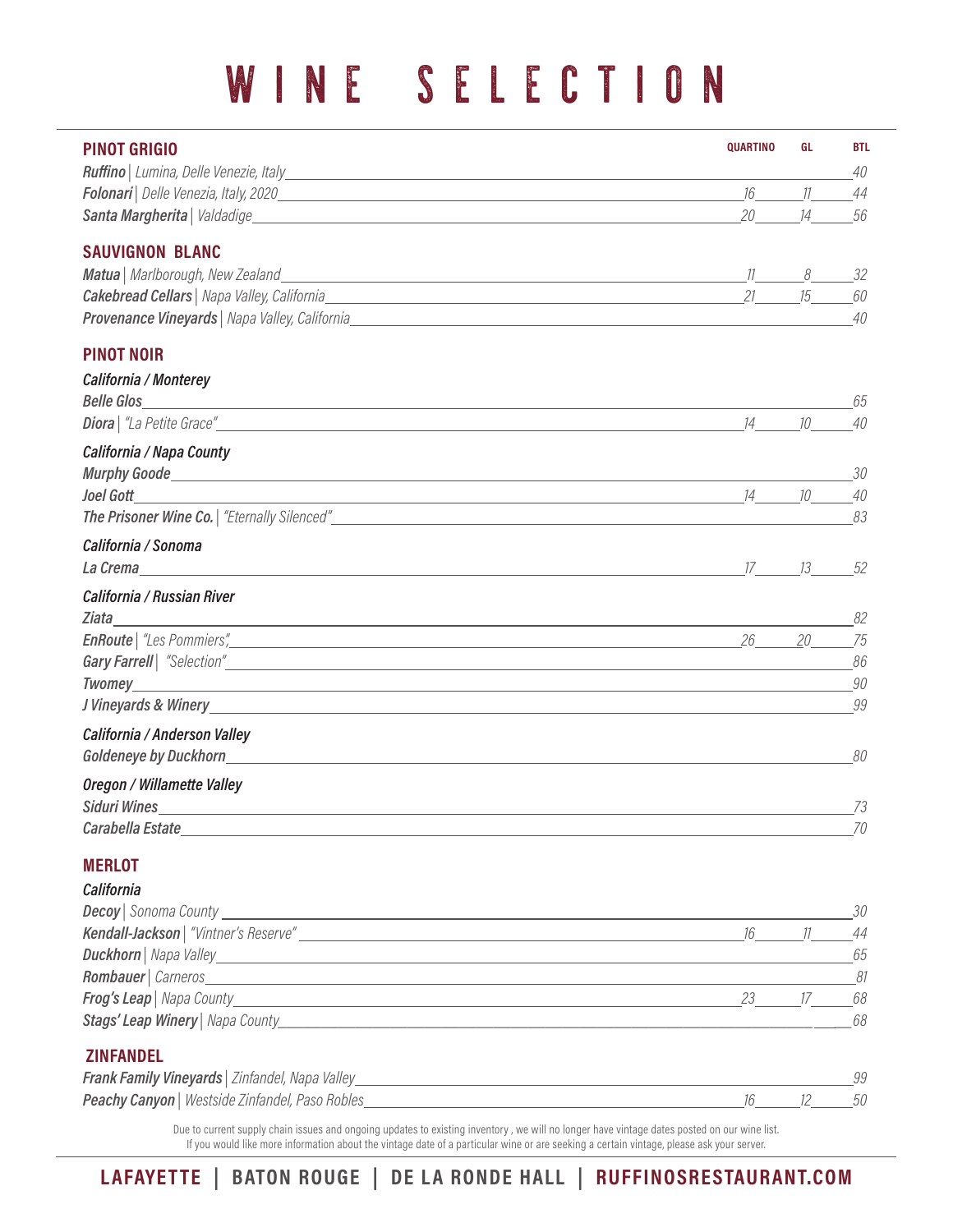# WINE SELECTION

| **PINOT GRIGIO** | **QUARTINO** | **GL** | **BTL** |
|---|---|---|---|
| ***Ruffino*** *\| Lumina, Delle Venezie, Italy* | | | *40* |
| ***Folonari*** *\| Delle Venezia, Italy, 2020* | *16* | *11* | *44* |
| ***Santa Margherita*** *\| Valdadige* | *20* | *14* | *56* |
| **SAUVIGNON BLANC** | | | |
| ***Matua*** *\| Marlborough, New Zealand* | *11* | *8* | *32* |
| ***Cakebread Cellars*** *\| Napa Valley, California* | *21* | *15* | *60* |
| ***Provenance Vineyards*** *\| Napa Valley, California* | | | *40* |
| **PINOT NOIR** | | | |
| ***California / Monterey*** | | | |
| ***Belle Glos*** | | | *65* |
| ***Diora*** *\| "La Petite Grace"* | *14* | *10* | *40* |
| ***California / Napa County*** | | | |
| ***Murphy Goode*** | | | *30* |
| ***Joel Gott*** | *14* | *10* | *40* |
| ***The Prisoner Wine Co.*** *\| "Eternally Silenced"* | | | *83* |
| ***California / Sonoma*** | | | |
| ***La Crema*** | *17* | *13* | *52* |
| ***California / Russian River*** | | | |
| ***Ziata*** | | | *82* |
| ***EnRoute*** *\| "Les Pommiers",* | *26* | *20* | *75* |
| ***Gary Farrell*** *\| "Selection"* | | | *86* |
| ***Twomey*** | | | *90* |
| ***J Vineyards & Winery*** | | | *99* |
| ***California / Anderson Valley*** | | | |
| ***Goldeneye by Duckhorn*** | | | *80* |
| ***Oregon / Willamette Valley*** | | | |
| ***Siduri Wines*** | | | *73* |
| ***Carabella Estate*** | | | *70* |
| **MERLOT** | | | |
| ***California*** | | | |
| ***Decoy*** *\| Sonoma County* | | | *30* |
| ***Kendall-Jackson*** *\| "Vintner's Reserve"* | *16* | *11* | *44* |
| ***Duckhorn*** *\| Napa Valley* | | | *65* |
| ***Rombauer*** *\| Carneros* | | | *81* |
| ***Frog's Leap*** *\| Napa County* | *23* | *17* | *68* |
| ***Stags' Leap Winery*** *\| Napa County* | | | *68* |
| **ZINFANDEL** | | | |
| ***Frank Family Vineyards*** *\| Zinfandel, Napa Valley* | | | *99* |
| ***Peachy Canyon*** *\| Westside Zinfandel, Paso Robles* | *16* | *12* | *50* |

Due to current supply chain issues and ongoing updates to existing inventory , we will no longer have vintage dates posted on our wine list. If you would like more information about the vintage date of a particular wine or are seeking a certain vintage, please ask your server.

**LAFAYETTE | BATON ROUGE | DE LA RONDE HALL | RUFFINOSRESTAURANT.COM**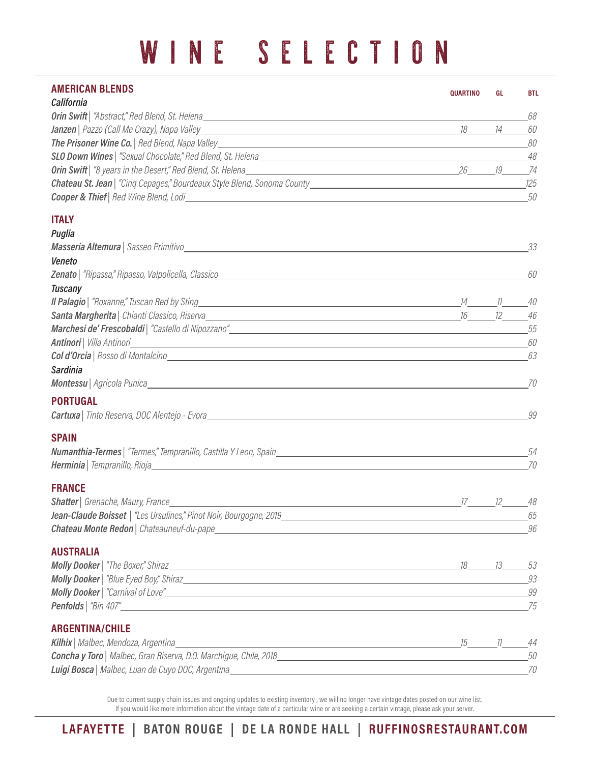# WINE SELECTION

| AMERICAN BLENDS | QUARTINO | GL | BTL |
|---|---|---|---|
| ***California*** | | | |
| ***Orin Swift*** \| *"Abstract," Red Blend, St. Helena* | | | *68* |
| ***Janzen*** \| *Pazzo (Call Me Crazy), Napa Valley* | *18* | *14* | *60* |
| ***The Prisoner Wine Co.*** \| *Red Blend, Napa Valley* | | | *80* |
| ***SLO Down Wines*** \| *"Sexual Chocolate," Red Blend, St. Helena* | | | *48* |
| ***Orin Swift*** \| *"8 years in the Desert," Red Blend, St. Helena* | *26* | *19* | *74* |
| ***Chateau St. Jean*** \| *"Cinq Cepages," Bourdeaux Style Blend, Sonoma County* | | | *125* |
| ***Cooper & Thief*** \| *Red Wine Blend, Lodi* | | | *50* |

## ITALY

| | QUARTINO | GL | BTL |
|---|---|---|---|
| ***Puglia*** | | | |
| ***Masseria Altemura*** \| *Sasseo Primitivo* | | | *33* |
| ***Veneto*** | | | |
| ***Zenato*** \| *"Ripassa," Ripasso, Valpolicella, Classico* | | | *60* |
| ***Tuscany*** | | | |
| ***Il Palagio*** \| *"Roxanne," Tuscan Red by Sting* | *14* | *11* | *40* |
| ***Santa Margherita*** \| *Chianti Classico, Riserva* | *16* | *12* | *46* |
| ***Marchesi de' Frescobaldi*** \| *"Castello di Nipozzano"* | | | *55* |
| ***Antinori*** \| *Villa Antinori* | | | *60* |
| ***Col d'Orcia*** \| *Rosso di Montalcino* | | | *63* |
| ***Sardinia*** | | | |
| ***Montessu*** \| *Agricola Punica* | | | *70* |

## PORTUGAL

| | QUARTINO | GL | BTL |
|---|---|---|---|
| ***Cartuxa*** \| *Tinto Reserva, DOC Alentejo - Evora* | | | *99* |

## SPAIN

| | QUARTINO | GL | BTL |
|---|---|---|---|
| ***Numanthia-Termes*** \| *"Termes," Tempranillo, Castilla Y Leon, Spain* | | | *54* |
| ***Herminia*** \| *Tempranillo, Rioja* | | | *70* |

## FRANCE

| | QUARTINO | GL | BTL |
|---|---|---|---|
| ***Shatter*** \| *Grenache, Maury, France* | *17* | *12* | *48* |
| ***Jean-Claude Boisset*** \| *"Les Ursulines," Pinot Noir, Bourgogne, 2019* | | | *65* |
| ***Chateau Monte Redon*** \| *Chateauneuf-du-pape* | | | *96* |

## AUSTRALIA

| | QUARTINO | GL | BTL |
|---|---|---|---|
| ***Molly Dooker*** \| *"The Boxer," Shiraz* | *18* | *13* | *53* |
| ***Molly Dooker*** \| *"Blue Eyed Boy," Shiraz* | | | *93* |
| ***Molly Dooker*** \| *"Carnival of Love"* | | | *99* |
| ***Penfolds*** \| *"Bin 407"* | | | *75* |

## ARGENTINA/CHILE

| | QUARTINO | GL | BTL |
|---|---|---|---|
| ***Kilhix*** \| *Malbec, Mendoza, Argentina* | *15* | *11* | *44* |
| ***Concha y Toro*** \| *Malbec, Gran Riserva, D.O. Marchigue, Chile, 2018* | | | *50* |
| ***Luigi Bosca*** \| *Malbec, Luan de Cuyo DOC, Argentina* | | | *70* |

Due to current supply chain issues and ongoing updates to existing inventory , we will no longer have vintage dates posted on our wine list.
If you would like more information about the vintage date of a particular wine or are seeking a certain vintage, please ask your server.

**LAFAYETTE | BATON ROUGE | DE LA RONDE HALL | RUFFINOSRESTAURANT.COM**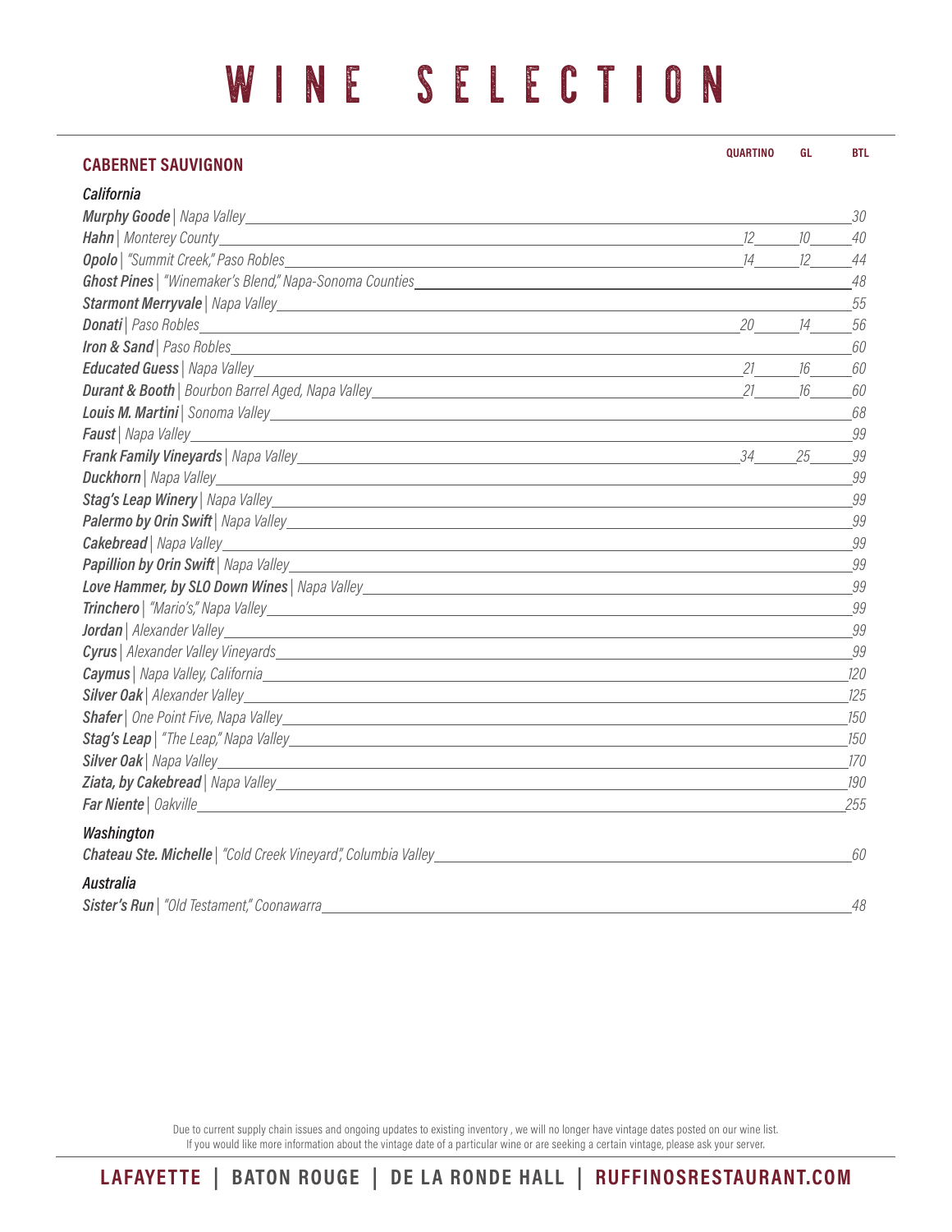# WINE SELECTION

## CABERNET SAUVIGNON

| | QUARTINO | GL | BTL |
|---|---|---|---|
| ***California*** | | | |
| ***Murphy Goode*** \| *Napa Valley* | | | 30 |
| ***Hahn*** \| *Monterey County* | 12 | 10 | 40 |
| ***Opolo*** \| *"Summit Creek," Paso Robles* | 14 | 12 | 44 |
| ***Ghost Pines*** \| *"Winemaker's Blend," Napa-Sonoma Counties* | | | 48 |
| ***Starmont Merryvale*** \| *Napa Valley* | | | 55 |
| ***Donati*** \| *Paso Robles* | 20 | 14 | 56 |
| ***Iron & Sand*** \| *Paso Robles* | | | 60 |
| ***Educated Guess*** \| *Napa Valley* | 21 | 16 | 60 |
| ***Durant & Booth*** \| *Bourbon Barrel Aged, Napa Valley* | 21 | 16 | 60 |
| ***Louis M. Martini*** \| *Sonoma Valley* | | | 68 |
| ***Faust*** \| *Napa Valley* | | | 99 |
| ***Frank Family Vineyards*** \| *Napa Valley* | 34 | 25 | 99 |
| ***Duckhorn*** \| *Napa Valley* | | | 99 |
| ***Stag's Leap Winery*** \| *Napa Valley* | | | 99 |
| ***Palermo by Orin Swift*** \| *Napa Valley* | | | 99 |
| ***Cakebread*** \| *Napa Valley* | | | 99 |
| ***Papillion by Orin Swift*** \| *Napa Valley* | | | 99 |
| ***Love Hammer, by SLO Down Wines*** \| *Napa Valley* | | | 99 |
| ***Trinchero*** \| *"Mario's," Napa Valley* | | | 99 |
| ***Jordan*** \| *Alexander Valley* | | | 99 |
| ***Cyrus*** \| *Alexander Valley Vineyards* | | | 99 |
| ***Caymus*** \| *Napa Valley, California* | | | 120 |
| ***Silver Oak*** \| *Alexander Valley* | | | 125 |
| ***Shafer*** \| *One Point Five, Napa Valley* | | | 150 |
| ***Stag's Leap*** \| *"The Leap," Napa Valley* | | | 150 |
| ***Silver Oak*** \| *Napa Valley* | | | 170 |
| ***Ziata, by Cakebread*** \| *Napa Valley* | | | 190 |
| ***Far Niente*** \| *Oakville* | | | 255 |
| ***Washington*** | | | |
| ***Chateau Ste. Michelle*** \| *"Cold Creek Vineyard", Columbia Valley* | | | 60 |
| ***Australia*** | | | |
| ***Sister's Run*** \| *"Old Testament," Coonawarra* | | | 48 |

Due to current supply chain issues and ongoing updates to existing inventory , we will no longer have vintage dates posted on our wine list.
If you would like more information about the vintage date of a particular wine or are seeking a certain vintage, please ask your server.

**LAFAYETTE | BATON ROUGE | DE LA RONDE HALL | RUFFINOSRESTAURANT.COM**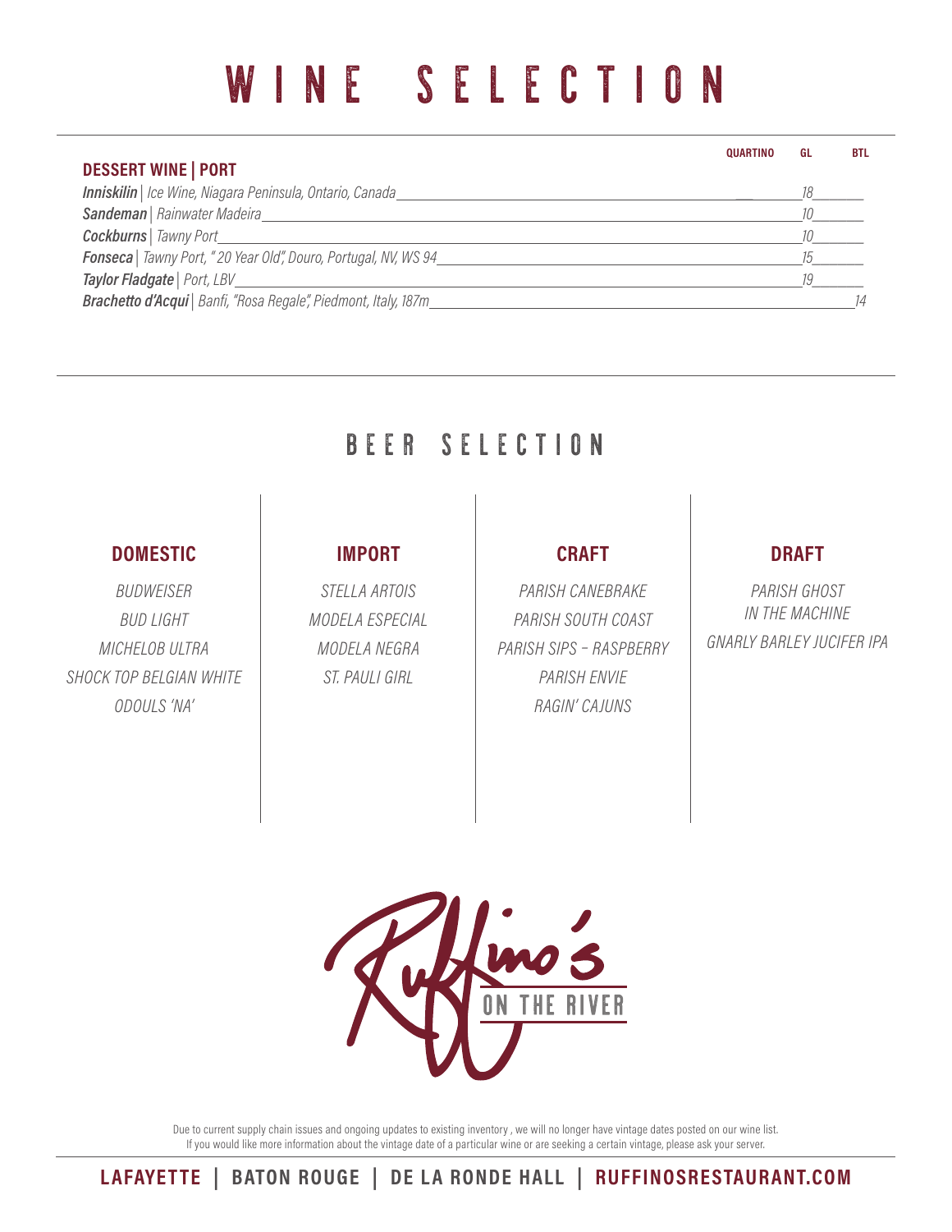# WINE SELECTION

| DESSERT WINE \| PORT | QUARTINO | GL | BTL |
|---|---|---|---|
| ***Inniskilin*** \| *Ice Wine, Niagara Peninsula, Ontario, Canada* | | 18 | |
| ***Sandeman*** \| *Rainwater Madeira* | | 10 | |
| ***Cockburns*** \| *Tawny Port* | | 10 | |
| ***Fonseca*** \| *Tawny Port, "20 Year Old", Douro, Portugal, NV, WS 94* | | 15 | |
| ***Taylor Fladgate*** \| *Port, LBV* | | 19 | |
| ***Brachetto d'Acqui*** \| *Banfi, "Rosa Regale", Piedmont, Italy, 187m* | | | 14 |

# BEER SELECTION

## DOMESTIC

*BUDWEISER*
*BUD LIGHT*
*MICHELOB ULTRA*
*SHOCK TOP BELGIAN WHITE*
*ODOULS 'NA'*

## IMPORT

*STELLA ARTOIS*
*MODELA ESPECIAL*
*MODELA NEGRA*
*ST. PAULI GIRL*

## CRAFT

*PARISH CANEBRAKE*
*PARISH SOUTH COAST*
*PARISH SIPS – RASPBERRY*
*PARISH ENVIE*
*RAGIN' CAJUNS*

## DRAFT

*PARISH GHOST IN THE MACHINE*
*GNARLY BARLEY JUCIFER IPA*

Ruffino's ON THE RIVER

Due to current supply chain issues and ongoing updates to existing inventory , we will no longer have vintage dates posted on our wine list. If you would like more information about the vintage date of a particular wine or are seeking a certain vintage, please ask your server.

**LAFAYETTE | BATON ROUGE | DE LA RONDE HALL | RUFFINOSRESTAURANT.COM**